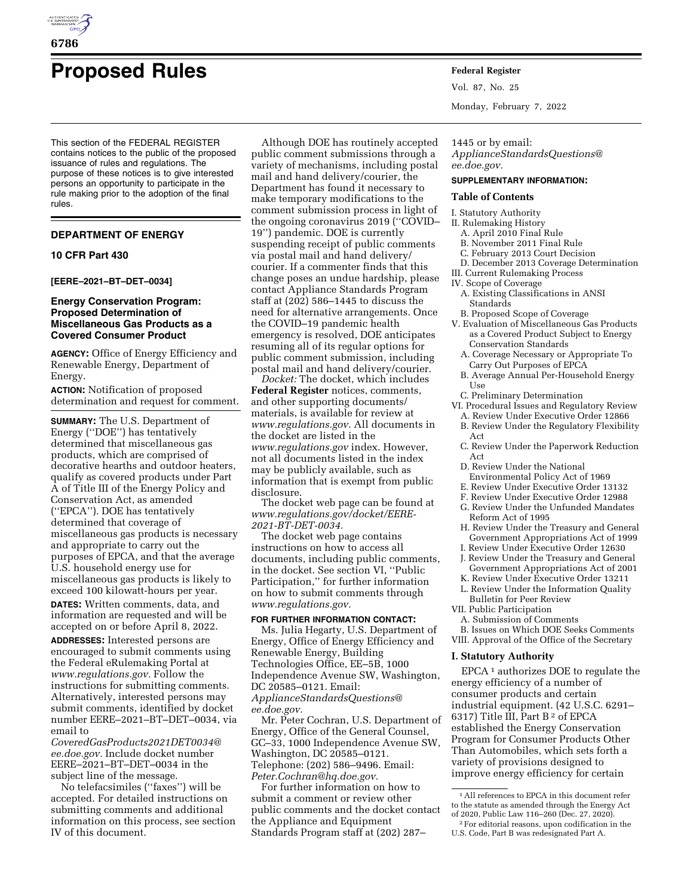# Proposed Rules

This section of the FEDERAL REGISTER contains notices to the public of the proposed issuance of rules and regulations. The purpose of these notices is to give interested persons an opportunity to participate in the rule making prior to the adoption of the final rules.

## DEPARTMENT OF ENERGY

### 10 CFR Part 430

**[EERE–2021–BT–DET–0034]**

### Energy Conservation Program: Proposed Determination of Miscellaneous Gas Products as a Covered Consumer Product

**AGENCY:** Office of Energy Efficiency and Renewable Energy, Department of Energy.

**ACTION:** Notification of proposed determination and request for comment.

**SUMMARY:** The U.S. Department of Energy (''DOE'') has tentatively determined that miscellaneous gas products, which are comprised of decorative hearths and outdoor heaters, qualify as covered products under Part A of Title III of the Energy Policy and Conservation Act, as amended (''EPCA''). DOE has tentatively determined that coverage of miscellaneous gas products is necessary and appropriate to carry out the purposes of EPCA, and that the average U.S. household energy use for miscellaneous gas products is likely to exceed 100 kilowatt-hours per year.

**DATES:** Written comments, data, and information are requested and will be accepted on or before April 8, 2022.

**ADDRESSES:** Interested persons are encouraged to submit comments using the Federal eRulemaking Portal at *www.regulations.gov.* Follow the instructions for submitting comments. Alternatively, interested persons may submit comments, identified by docket number EERE–2021–BT–DET–0034, via email to *CoveredGasProducts2021DET0034@ee.doe.gov.* Include docket number EERE–2021–BT–DET–0034 in the subject line of the message.

No telefacsimiles (''faxes'') will be accepted. For detailed instructions on submitting comments and additional information on this process, see section IV of this document.

Although DOE has routinely accepted public comment submissions through a variety of mechanisms, including postal mail and hand delivery/courier, the Department has found it necessary to make temporary modifications to the comment submission process in light of the ongoing coronavirus 2019 (''COVID–19'') pandemic. DOE is currently suspending receipt of public comments via postal mail and hand delivery/courier. If a commenter finds that this change poses an undue hardship, please contact Appliance Standards Program staff at (202) 586–1445 to discuss the need for alternative arrangements. Once the COVID–19 pandemic health emergency is resolved, DOE anticipates resuming all of its regular options for public comment submission, including postal mail and hand delivery/courier.

*Docket:* The docket, which includes **Federal Register** notices, comments, and other supporting documents/materials, is available for review at *www.regulations.gov.* All documents in the docket are listed in the *www.regulations.gov* index. However, not all documents listed in the index may be publicly available, such as information that is exempt from public disclosure.

The docket web page can be found at *www.regulations.gov/docket/EERE-2021-BT-DET-0034.*

The docket web page contains instructions on how to access all documents, including public comments, in the docket. See section VI, ''Public Participation,'' for further information on how to submit comments through *www.regulations.gov.*

**FOR FURTHER INFORMATION CONTACT:**

Ms. Julia Hegarty, U.S. Department of Energy, Office of Energy Efficiency and Renewable Energy, Building Technologies Office, EE–5B, 1000 Independence Avenue SW, Washington, DC 20585–0121. Email: *ApplianceStandardsQuestions@ee.doe.gov.*

Mr. Peter Cochran, U.S. Department of Energy, Office of the General Counsel, GC–33, 1000 Independence Avenue SW, Washington, DC 20585–0121. Telephone: (202) 586–9496. Email: *Peter.Cochran@hq.doe.gov.*

For further information on how to submit a comment or review other public comments and the docket contact the Appliance and Equipment Standards Program staff at (202) 287–1445 or by email: *ApplianceStandardsQuestions@ee.doe.gov.*

**SUPPLEMENTARY INFORMATION:**

**Table of Contents**

- I. Statutory Authority
- II. Rulemaking History
  - A. April 2010 Final Rule
  - B. November 2011 Final Rule
  - C. February 2013 Court Decision
  - D. December 2013 Coverage Determination
- III. Current Rulemaking Process
- IV. Scope of Coverage
  - A. Existing Classifications in ANSI Standards
  - B. Proposed Scope of Coverage
- V. Evaluation of Miscellaneous Gas Products as a Covered Product Subject to Energy Conservation Standards
  - A. Coverage Necessary or Appropriate To Carry Out Purposes of EPCA
  - B. Average Annual Per-Household Energy Use
  - C. Preliminary Determination
- VI. Procedural Issues and Regulatory Review
  - A. Review Under Executive Order 12866
  - B. Review Under the Regulatory Flexibility Act
  - C. Review Under the Paperwork Reduction Act
  - D. Review Under the National Environmental Policy Act of 1969
  - E. Review Under Executive Order 13132
  - F. Review Under Executive Order 12988
  - G. Review Under the Unfunded Mandates Reform Act of 1995
  - H. Review Under the Treasury and General Government Appropriations Act of 1999
  - I. Review Under Executive Order 12630
  - J. Review Under the Treasury and General Government Appropriations Act of 2001
  - K. Review Under Executive Order 13211
  - L. Review Under the Information Quality Bulletin for Peer Review
- VII. Public Participation
  - A. Submission of Comments
  - B. Issues on Which DOE Seeks Comments
- VIII. Approval of the Office of the Secretary

## I. Statutory Authority

EPCA [1] authorizes DOE to regulate the energy efficiency of a number of consumer products and certain industrial equipment. (42 U.S.C. 6291–6317) Title III, Part B [2] of EPCA established the Energy Conservation Program for Consumer Products Other Than Automobiles, which sets forth a variety of provisions designed to improve energy efficiency for certain

[1] All references to EPCA in this document refer to the statute as amended through the Energy Act of 2020, Public Law 116–260 (Dec. 27, 2020).

[2] For editorial reasons, upon codification in the U.S. Code, Part B was redesignated Part A.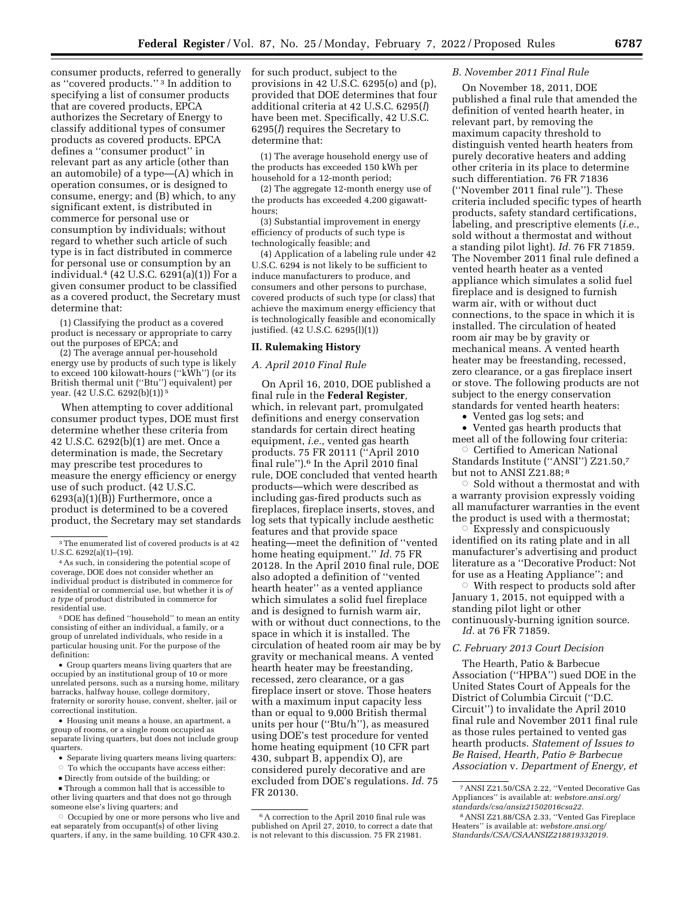consumer products, referred to generally as ''covered products.'' [3] In addition to specifying a list of consumer products that are covered products, EPCA authorizes the Secretary of Energy to classify additional types of consumer products as covered products. EPCA defines a ''consumer product'' in relevant part as any article (other than an automobile) of a type—(A) which in operation consumes, or is designed to consume, energy; and (B) which, to any significant extent, is distributed in commerce for personal use or consumption by individuals; without regard to whether such article of such type is in fact distributed in commerce for personal use or consumption by an individual.[4] (42 U.S.C. 6291(a)(1)) For a given consumer product to be classified as a covered product, the Secretary must determine that:

(1) Classifying the product as a covered product is necessary or appropriate to carry out the purposes of EPCA; and

(2) The average annual per-household energy use by products of such type is likely to exceed 100 kilowatt-hours (''kWh'') (or its British thermal unit (''Btu'') equivalent) per year. (42 U.S.C. 6292(b)(1)) [5]

When attempting to cover additional consumer product types, DOE must first determine whether these criteria from 42 U.S.C. 6292(b)(1) are met. Once a determination is made, the Secretary may prescribe test procedures to measure the energy efficiency or energy use of such product. (42 U.S.C. 6293(a)(1)(B)) Furthermore, once a product is determined to be a covered product, the Secretary may set standards for such product, subject to the provisions in 42 U.S.C. 6295(o) and (p), provided that DOE determines that four additional criteria at 42 U.S.C. 6295(*l*) have been met. Specifically, 42 U.S.C. 6295(*l*) requires the Secretary to determine that:

(1) The average household energy use of the products has exceeded 150 kWh per household for a 12-month period;

(2) The aggregate 12-month energy use of the products has exceeded 4,200 gigawatt-hours;

(3) Substantial improvement in energy efficiency of products of such type is technologically feasible; and

(4) Application of a labeling rule under 42 U.S.C. 6294 is not likely to be sufficient to induce manufacturers to produce, and consumers and other persons to purchase, covered products of such type (or class) that achieve the maximum energy efficiency that is technologically feasible and economically justified. (42 U.S.C. 6295(l)(1))

## II. Rulemaking History

### A. April 2010 Final Rule

On April 16, 2010, DOE published a final rule in the **Federal Register**, which, in relevant part, promulgated definitions and energy conservation standards for certain direct heating equipment, *i.e.,* vented gas hearth products. 75 FR 20111 (''April 2010 final rule'').[6] In the April 2010 final rule, DOE concluded that vented hearth products—which were described as including gas-fired products such as fireplaces, fireplace inserts, stoves, and log sets that typically include aesthetic features and that provide space heating—meet the definition of ''vented home heating equipment.'' *Id.* 75 FR 20128. In the April 2010 final rule, DOE also adopted a definition of ''vented hearth heater'' as a vented appliance which simulates a solid fuel fireplace and is designed to furnish warm air, with or without duct connections, to the space in which it is installed. The circulation of heated room air may be by gravity or mechanical means. A vented hearth heater may be freestanding, recessed, zero clearance, or a gas fireplace insert or stove. Those heaters with a maximum input capacity less than or equal to 9,000 British thermal units per hour (''Btu/h''), as measured using DOE's test procedure for vented home heating equipment (10 CFR part 430, subpart B, appendix O), are considered purely decorative and are excluded from DOE's regulations. *Id.* 75 FR 20130.

### B. November 2011 Final Rule

On November 18, 2011, DOE published a final rule that amended the definition of vented hearth heater, in relevant part, by removing the maximum capacity threshold to distinguish vented hearth heaters from purely decorative heaters and adding other criteria in its place to determine such differentiation. 76 FR 71836 (''November 2011 final rule''). These criteria included specific types of hearth products, safety standard certifications, labeling, and prescriptive elements (*i.e.,* sold without a thermostat and without a standing pilot light). *Id.* 76 FR 71859. The November 2011 final rule defined a vented hearth heater as a vented appliance which simulates a solid fuel fireplace and is designed to furnish warm air, with or without duct connections, to the space in which it is installed. The circulation of heated room air may be by gravity or mechanical means. A vented hearth heater may be freestanding, recessed, zero clearance, or a gas fireplace insert or stove. The following products are not subject to the energy conservation standards for vented hearth heaters:

- Vented gas log sets; and
- Vented gas hearth products that meet all of the following four criteria:
  - Certified to American National Standards Institute (''ANSI'') Z21.50,[7] but not to ANSI Z21.88; [8]
  - Sold without a thermostat and with a warranty provision expressly voiding all manufacturer warranties in the event the product is used with a thermostat;
  - Expressly and conspicuously identified on its rating plate and in all manufacturer's advertising and product literature as a ''Decorative Product: Not for use as a Heating Appliance''; and
  - With respect to products sold after January 1, 2015, not equipped with a standing pilot light or other continuously-burning ignition source.

*Id.* at 76 FR 71859.

### C. February 2013 Court Decision

The Hearth, Patio & Barbecue Association (''HPBA'') sued DOE in the United States Court of Appeals for the District of Columbia Circuit (''D.C. Circuit'') to invalidate the April 2010 final rule and November 2011 final rule as those rules pertained to vented gas hearth products. *Statement of Issues to Be Raised, Hearth, Patio & Barbecue Association* v. *Department of Energy, et*

---

[3] The enumerated list of covered products is at 42 U.S.C. 6292(a)(1)–(19).

[4] As such, in considering the potential scope of coverage, DOE does not consider whether an individual product is distributed in commerce for residential or commercial use, but whether it is *of a type* of product distributed in commerce for residential use.

[5] DOE has defined ''household'' to mean an entity consisting of either an individual, a family, or a group of unrelated individuals, who reside in a particular housing unit. For the purpose of the definition:

- Group quarters means living quarters that are occupied by an institutional group of 10 or more unrelated persons, such as a nursing home, military barracks, halfway house, college dormitory, fraternity or sorority house, convent, shelter, jail or correctional institution.
- Housing unit means a house, an apartment, a group of rooms, or a single room occupied as separate living quarters, but does not include group quarters.
- Separate living quarters means living quarters:
  - To which the occupants have access either:
    - Directly from outside of the building; or
    - Through a common hall that is accessible to other living quarters and that does not go through someone else's living quarters; and
  - Occupied by one or more persons who live and eat separately from occupant(s) of other living quarters, if any, in the same building. 10 CFR 430.2.

[6] A correction to the April 2010 final rule was published on April 27, 2010, to correct a date that is not relevant to this discussion. 75 FR 21981.

[7] ANSI Z21.50/CSA 2.22, ''Vented Decorative Gas Appliances'' is available at: *webstore.ansi.org/standards/csa/ansiz21502016csa22.*

[8] ANSI Z21.88/CSA 2.33, ''Vented Gas Fireplace Heaters'' is available at: *webstore.ansi.org/Standards/CSA/CSAANSIZ218819332019.*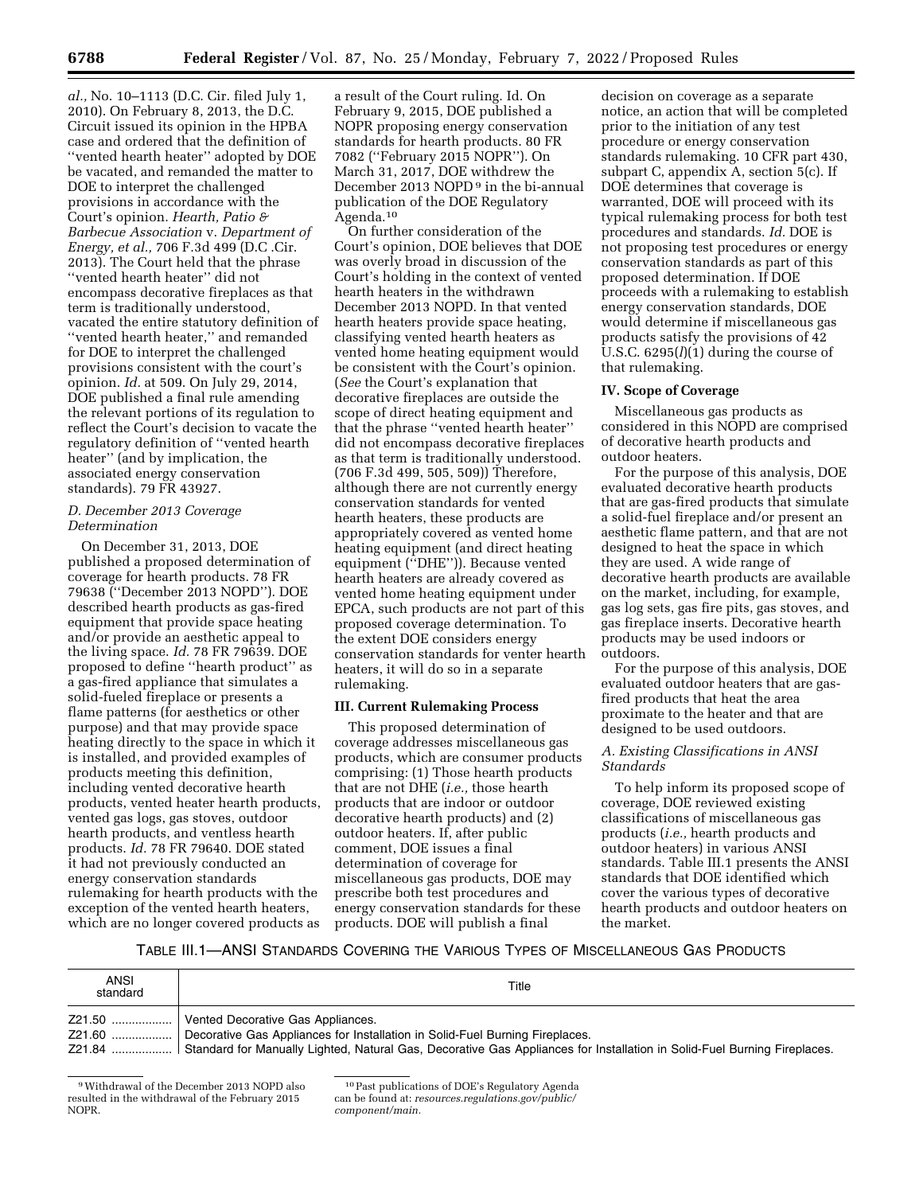*al.,* No. 10–1113 (D.C. Cir. filed July 1, 2010). On February 8, 2013, the D.C. Circuit issued its opinion in the HPBA case and ordered that the definition of ''vented hearth heater'' adopted by DOE be vacated, and remanded the matter to DOE to interpret the challenged provisions in accordance with the Court's opinion. *Hearth, Patio & Barbecue Association* v. *Department of Energy, et al.,* 706 F.3d 499 (D.C .Cir. 2013). The Court held that the phrase ''vented hearth heater'' did not encompass decorative fireplaces as that term is traditionally understood, vacated the entire statutory definition of ''vented hearth heater,'' and remanded for DOE to interpret the challenged provisions consistent with the court's opinion. *Id.* at 509. On July 29, 2014, DOE published a final rule amending the relevant portions of its regulation to reflect the Court's decision to vacate the regulatory definition of ''vented hearth heater'' (and by implication, the associated energy conservation standards). 79 FR 43927.

### *D. December 2013 Coverage Determination*

On December 31, 2013, DOE published a proposed determination of coverage for hearth products. 78 FR 79638 (''December 2013 NOPD''). DOE described hearth products as gas-fired equipment that provide space heating and/or provide an aesthetic appeal to the living space. *Id.* 78 FR 79639. DOE proposed to define ''hearth product'' as a gas-fired appliance that simulates a solid-fueled fireplace or presents a flame patterns (for aesthetics or other purpose) and that may provide space heating directly to the space in which it is installed, and provided examples of products meeting this definition, including vented decorative hearth products, vented heater hearth products, vented gas logs, gas stoves, outdoor hearth products, and ventless hearth products. *Id.* 78 FR 79640. DOE stated it had not previously conducted an energy conservation standards rulemaking for hearth products with the exception of the vented hearth heaters, which are no longer covered products as a result of the Court ruling. Id. On February 9, 2015, DOE published a NOPR proposing energy conservation standards for hearth products. 80 FR 7082 (''February 2015 NOPR''). On March 31, 2017, DOE withdrew the December 2013 NOPD[9] in the bi-annual publication of the DOE Regulatory Agenda.[10]

On further consideration of the Court's opinion, DOE believes that DOE was overly broad in discussion of the Court's holding in the context of vented hearth heaters in the withdrawn December 2013 NOPD. In that vented hearth heaters provide space heating, classifying vented hearth heaters as vented home heating equipment would be consistent with the Court's opinion. (*See* the Court's explanation that decorative fireplaces are outside the scope of direct heating equipment and that the phrase ''vented hearth heater'' did not encompass decorative fireplaces as that term is traditionally understood. (706 F.3d 499, 505, 509)) Therefore, although there are not currently energy conservation standards for vented hearth heaters, these products are appropriately covered as vented home heating equipment (and direct heating equipment (''DHE'')). Because vented hearth heaters are already covered as vented home heating equipment under EPCA, such products are not part of this proposed coverage determination. To the extent DOE considers energy conservation standards for venter hearth heaters, it will do so in a separate rulemaking.

## III. Current Rulemaking Process

This proposed determination of coverage addresses miscellaneous gas products, which are consumer products comprising: (1) Those hearth products that are not DHE (*i.e.,* those hearth products that are indoor or outdoor decorative hearth products) and (2) outdoor heaters. If, after public comment, DOE issues a final determination of coverage for miscellaneous gas products, DOE may prescribe both test procedures and energy conservation standards for these products. DOE will publish a final decision on coverage as a separate notice, an action that will be completed prior to the initiation of any test procedure or energy conservation standards rulemaking. 10 CFR part 430, subpart C, appendix A, section 5(c). If DOE determines that coverage is warranted, DOE will proceed with its typical rulemaking process for both test procedures and standards. *Id.* DOE is not proposing test procedures or energy conservation standards as part of this proposed determination. If DOE proceeds with a rulemaking to establish energy conservation standards, DOE would determine if miscellaneous gas products satisfy the provisions of 42 U.S.C. 6295(*l*)(1) during the course of that rulemaking.

## IV. Scope of Coverage

Miscellaneous gas products as considered in this NOPD are comprised of decorative hearth products and outdoor heaters.

For the purpose of this analysis, DOE evaluated decorative hearth products that are gas-fired products that simulate a solid-fuel fireplace and/or present an aesthetic flame pattern, and that are not designed to heat the space in which they are used. A wide range of decorative hearth products are available on the market, including, for example, gas log sets, gas fire pits, gas stoves, and gas fireplace inserts. Decorative hearth products may be used indoors or outdoors.

For the purpose of this analysis, DOE evaluated outdoor heaters that are gas-fired products that heat the area proximate to the heater and that are designed to be used outdoors.

### *A. Existing Classifications in ANSI Standards*

To help inform its proposed scope of coverage, DOE reviewed existing classifications of miscellaneous gas products (*i.e.,* hearth products and outdoor heaters) in various ANSI standards. Table III.1 presents the ANSI standards that DOE identified which cover the various types of decorative hearth products and outdoor heaters on the market.

TABLE III.1—ANSI STANDARDS COVERING THE VARIOUS TYPES OF MISCELLANEOUS GAS PRODUCTS

| ANSI standard | Title |
|---|---|
| Z21.50 | Vented Decorative Gas Appliances. |
| Z21.60 | Decorative Gas Appliances for Installation in Solid-Fuel Burning Fireplaces. |
| Z21.84 | Standard for Manually Lighted, Natural Gas, Decorative Gas Appliances for Installation in Solid-Fuel Burning Fireplaces. |

[9] Withdrawal of the December 2013 NOPD also resulted in the withdrawal of the February 2015 NOPR.

[10] Past publications of DOE's Regulatory Agenda can be found at: *resources.regulations.gov/public/component/main.*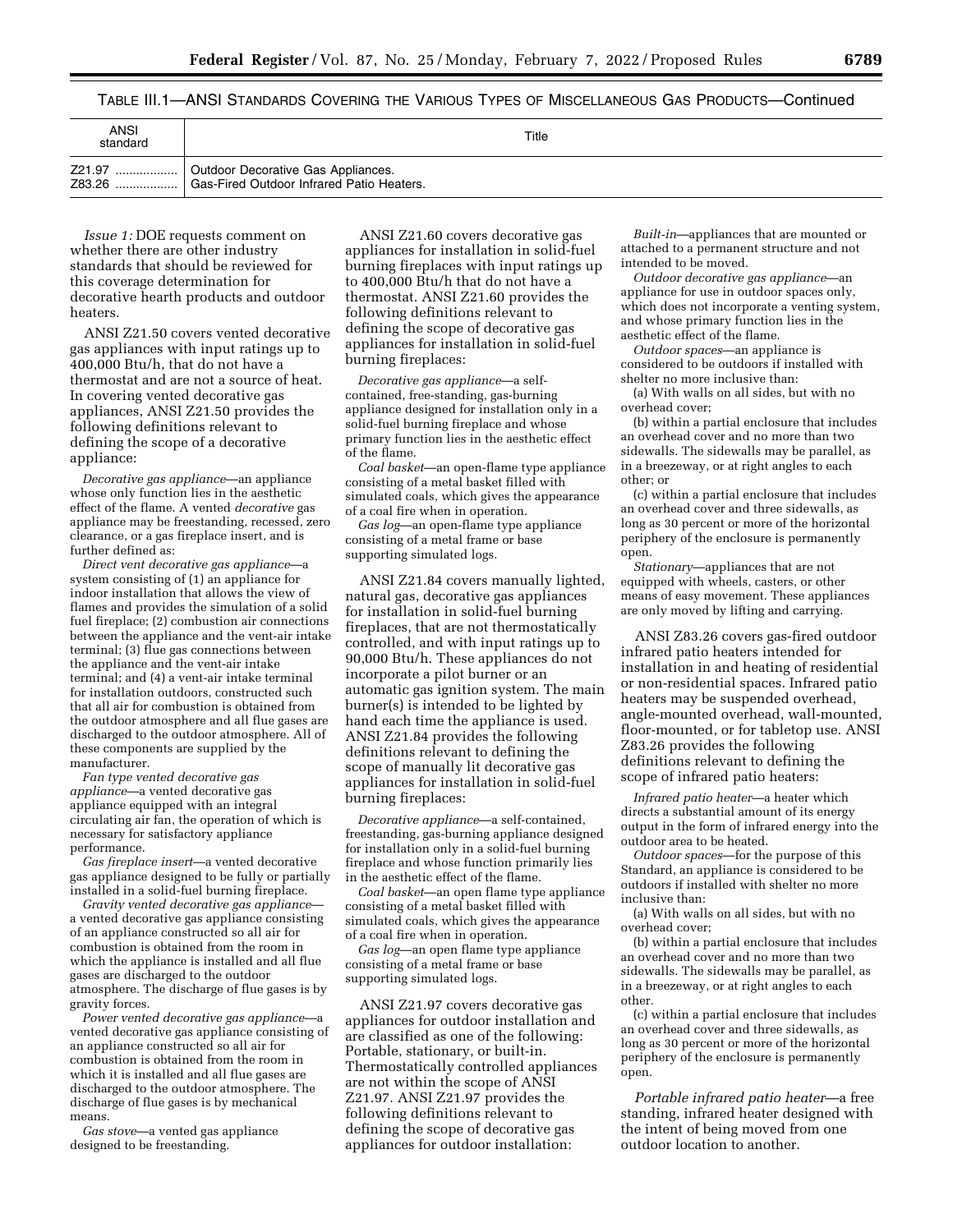TABLE III.1—ANSI STANDARDS COVERING THE VARIOUS TYPES OF MISCELLANEOUS GAS PRODUCTS—Continued

| ANSI standard | Title |
|---|---|
| Z21.97 | Outdoor Decorative Gas Appliances. |
| Z83.26 | Gas-Fired Outdoor Infrared Patio Heaters. |

*Issue 1:* DOE requests comment on whether there are other industry standards that should be reviewed for this coverage determination for decorative hearth products and outdoor heaters.

ANSI Z21.50 covers vented decorative gas appliances with input ratings up to 400,000 Btu/h, that do not have a thermostat and are not a source of heat. In covering vented decorative gas appliances, ANSI Z21.50 provides the following definitions relevant to defining the scope of a decorative appliance:

*Decorative gas appliance*—an appliance whose only function lies in the aesthetic effect of the flame. A vented *decorative* gas appliance may be freestanding, recessed, zero clearance, or a gas fireplace insert, and is further defined as:

*Direct vent decorative gas appliance*—a system consisting of (1) an appliance for indoor installation that allows the view of flames and provides the simulation of a solid fuel fireplace; (2) combustion air connections between the appliance and the vent-air intake terminal; (3) flue gas connections between the appliance and the vent-air intake terminal; and (4) a vent-air intake terminal for installation outdoors, constructed such that all air for combustion is obtained from the outdoor atmosphere and all flue gases are discharged to the outdoor atmosphere. All of these components are supplied by the manufacturer.

*Fan type vented decorative gas appliance*—a vented decorative gas appliance equipped with an integral circulating air fan, the operation of which is necessary for satisfactory appliance performance.

*Gas fireplace insert*—a vented decorative gas appliance designed to be fully or partially installed in a solid-fuel burning fireplace.

*Gravity vented decorative gas appliance*—a vented decorative gas appliance consisting of an appliance constructed so all air for combustion is obtained from the room in which the appliance is installed and all flue gases are discharged to the outdoor atmosphere. The discharge of flue gases is by gravity forces.

*Power vented decorative gas appliance*—a vented decorative gas appliance consisting of an appliance constructed so all air for combustion is obtained from the room in which it is installed and all flue gases are discharged to the outdoor atmosphere. The discharge of flue gases is by mechanical means.

*Gas stove*—a vented gas appliance designed to be freestanding.

ANSI Z21.60 covers decorative gas appliances for installation in solid-fuel burning fireplaces with input ratings up to 400,000 Btu/h that do not have a thermostat. ANSI Z21.60 provides the following definitions relevant to defining the scope of decorative gas appliances for installation in solid-fuel burning fireplaces:

*Decorative gas appliance*—a self-contained, free-standing, gas-burning appliance designed for installation only in a solid-fuel burning fireplace and whose primary function lies in the aesthetic effect of the flame.

*Coal basket*—an open-flame type appliance consisting of a metal basket filled with simulated coals, which gives the appearance of a coal fire when in operation.

*Gas log*—an open-flame type appliance consisting of a metal frame or base supporting simulated logs.

ANSI Z21.84 covers manually lighted, natural gas, decorative gas appliances for installation in solid-fuel burning fireplaces, that are not thermostatically controlled, and with input ratings up to 90,000 Btu/h. These appliances do not incorporate a pilot burner or an automatic gas ignition system. The main burner(s) is intended to be lighted by hand each time the appliance is used. ANSI Z21.84 provides the following definitions relevant to defining the scope of manually lit decorative gas appliances for installation in solid-fuel burning fireplaces:

*Decorative appliance*—a self-contained, freestanding, gas-burning appliance designed for installation only in a solid-fuel burning fireplace and whose function primarily lies in the aesthetic effect of the flame.

*Coal basket*—an open flame type appliance consisting of a metal basket filled with simulated coals, which gives the appearance of a coal fire when in operation.

*Gas log*—an open flame type appliance consisting of a metal frame or base supporting simulated logs.

ANSI Z21.97 covers decorative gas appliances for outdoor installation and are classified as one of the following: Portable, stationary, or built-in. Thermostatically controlled appliances are not within the scope of ANSI Z21.97. ANSI Z21.97 provides the following definitions relevant to defining the scope of decorative gas appliances for outdoor installation:

*Built-in*—appliances that are mounted or attached to a permanent structure and not intended to be moved.

*Outdoor decorative gas appliance*—an appliance for use in outdoor spaces only, which does not incorporate a venting system, and whose primary function lies in the aesthetic effect of the flame.

*Outdoor spaces*—an appliance is considered to be outdoors if installed with shelter no more inclusive than:

(a) With walls on all sides, but with no overhead cover;

(b) within a partial enclosure that includes an overhead cover and no more than two sidewalls. The sidewalls may be parallel, as in a breezeway, or at right angles to each other; or

(c) within a partial enclosure that includes an overhead cover and three sidewalls, as long as 30 percent or more of the horizontal periphery of the enclosure is permanently open.

*Stationary*—appliances that are not equipped with wheels, casters, or other means of easy movement. These appliances are only moved by lifting and carrying.

ANSI Z83.26 covers gas-fired outdoor infrared patio heaters intended for installation in and heating of residential or non-residential spaces. Infrared patio heaters may be suspended overhead, angle-mounted overhead, wall-mounted, floor-mounted, or for tabletop use. ANSI Z83.26 provides the following definitions relevant to defining the scope of infrared patio heaters:

*Infrared patio heater*—a heater which directs a substantial amount of its energy output in the form of infrared energy into the outdoor area to be heated.

*Outdoor spaces*—for the purpose of this Standard, an appliance is considered to be outdoors if installed with shelter no more inclusive than:

(a) With walls on all sides, but with no overhead cover;

(b) within a partial enclosure that includes an overhead cover and no more than two sidewalls. The sidewalls may be parallel, as in a breezeway, or at right angles to each other.

(c) within a partial enclosure that includes an overhead cover and three sidewalls, as long as 30 percent or more of the horizontal periphery of the enclosure is permanently open.

*Portable infrared patio heater*—a free standing, infrared heater designed with the intent of being moved from one outdoor location to another.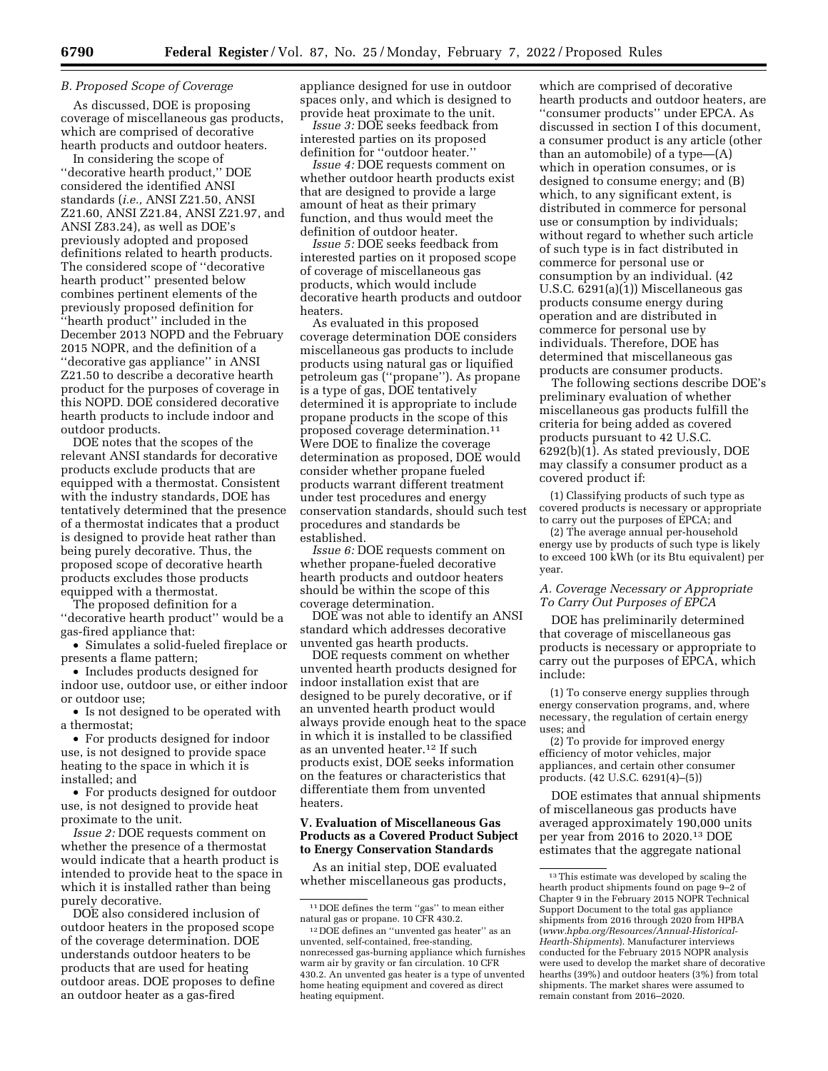### B. Proposed Scope of Coverage

As discussed, DOE is proposing coverage of miscellaneous gas products, which are comprised of decorative hearth products and outdoor heaters.

In considering the scope of ''decorative hearth product,'' DOE considered the identified ANSI standards (*i.e.,* ANSI Z21.50, ANSI Z21.60, ANSI Z21.84, ANSI Z21.97, and ANSI Z83.24), as well as DOE's previously adopted and proposed definitions related to hearth products. The considered scope of ''decorative hearth product'' presented below combines pertinent elements of the previously proposed definition for ''hearth product'' included in the December 2013 NOPD and the February 2015 NOPR, and the definition of a ''decorative gas appliance'' in ANSI Z21.50 to describe a decorative hearth product for the purposes of coverage in this NOPD. DOE considered decorative hearth products to include indoor and outdoor products.

DOE notes that the scopes of the relevant ANSI standards for decorative products exclude products that are equipped with a thermostat. Consistent with the industry standards, DOE has tentatively determined that the presence of a thermostat indicates that a product is designed to provide heat rather than being purely decorative. Thus, the proposed scope of decorative hearth products excludes those products equipped with a thermostat.

The proposed definition for a ''decorative hearth product'' would be a gas-fired appliance that:

- Simulates a solid-fueled fireplace or presents a flame pattern;
- Includes products designed for indoor use, outdoor use, or either indoor or outdoor use;
- Is not designed to be operated with a thermostat;
- For products designed for indoor use, is not designed to provide space heating to the space in which it is installed; and
- For products designed for outdoor use, is not designed to provide heat proximate to the unit.

*Issue 2:* DOE requests comment on whether the presence of a thermostat would indicate that a hearth product is intended to provide heat to the space in which it is installed rather than being purely decorative.

DOE also considered inclusion of outdoor heaters in the proposed scope of the coverage determination. DOE understands outdoor heaters to be products that are used for heating outdoor areas. DOE proposes to define an outdoor heater as a gas-fired appliance designed for use in outdoor spaces only, and which is designed to provide heat proximate to the unit.

*Issue 3:* DOE seeks feedback from interested parties on its proposed definition for ''outdoor heater.''

*Issue 4:* DOE requests comment on whether outdoor hearth products exist that are designed to provide a large amount of heat as their primary function, and thus would meet the definition of outdoor heater.

*Issue 5:* DOE seeks feedback from interested parties on it proposed scope of coverage of miscellaneous gas products, which would include decorative hearth products and outdoor heaters.

As evaluated in this proposed coverage determination DOE considers miscellaneous gas products to include products using natural gas or liquified petroleum gas (''propane''). As propane is a type of gas, DOE tentatively determined it is appropriate to include propane products in the scope of this proposed coverage determination.[11] Were DOE to finalize the coverage determination as proposed, DOE would consider whether propane fueled products warrant different treatment under test procedures and energy conservation standards, should such test procedures and standards be established.

*Issue 6:* DOE requests comment on whether propane-fueled decorative hearth products and outdoor heaters should be within the scope of this coverage determination.

DOE was not able to identify an ANSI standard which addresses decorative unvented gas hearth products.

DOE requests comment on whether unvented hearth products designed for indoor installation exist that are designed to be purely decorative, or if an unvented hearth product would always provide enough heat to the space in which it is installed to be classified as an unvented heater.[12] If such products exist, DOE seeks information on the features or characteristics that differentiate them from unvented heaters.

## V. Evaluation of Miscellaneous Gas Products as a Covered Product Subject to Energy Conservation Standards

As an initial step, DOE evaluated whether miscellaneous gas products, which are comprised of decorative hearth products and outdoor heaters, are ''consumer products'' under EPCA. As discussed in section I of this document, a consumer product is any article (other than an automobile) of a type—(A) which in operation consumes, or is designed to consume energy; and (B) which, to any significant extent, is distributed in commerce for personal use or consumption by individuals; without regard to whether such article of such type is in fact distributed in commerce for personal use or consumption by an individual. (42 U.S.C. 6291(a)(1)) Miscellaneous gas products consume energy during operation and are distributed in commerce for personal use by individuals. Therefore, DOE has determined that miscellaneous gas products are consumer products.

The following sections describe DOE's preliminary evaluation of whether miscellaneous gas products fulfill the criteria for being added as covered products pursuant to 42 U.S.C. 6292(b)(1). As stated previously, DOE may classify a consumer product as a covered product if:

(1) Classifying products of such type as covered products is necessary or appropriate to carry out the purposes of EPCA; and

(2) The average annual per-household energy use by products of such type is likely to exceed 100 kWh (or its Btu equivalent) per year.

### A. Coverage Necessary or Appropriate To Carry Out Purposes of EPCA

DOE has preliminarily determined that coverage of miscellaneous gas products is necessary or appropriate to carry out the purposes of EPCA, which include:

(1) To conserve energy supplies through energy conservation programs, and, where necessary, the regulation of certain energy uses; and

(2) To provide for improved energy efficiency of motor vehicles, major appliances, and certain other consumer products. (42 U.S.C. 6291(4)–(5))

DOE estimates that annual shipments of miscellaneous gas products have averaged approximately 190,000 units per year from 2016 to 2020.[13] DOE estimates that the aggregate national

---

[11] DOE defines the term ''gas'' to mean either natural gas or propane. 10 CFR 430.2.

[12] DOE defines an ''unvented gas heater'' as an unvented, self-contained, free-standing, nonrecessed gas-burning appliance which furnishes warm air by gravity or fan circulation. 10 CFR 430.2. An unvented gas heater is a type of unvented home heating equipment and covered as direct heating equipment.

[13] This estimate was developed by scaling the hearth product shipments found on page 9–2 of Chapter 9 in the February 2015 NOPR Technical Support Document to the total gas appliance shipments from 2016 through 2020 from HPBA (*www.hpba.org/Resources/Annual-Historical-Hearth-Shipments*). Manufacturer interviews conducted for the February 2015 NOPR analysis were used to develop the market share of decorative hearths (39%) and outdoor heaters (3%) from total shipments. The market shares were assumed to remain constant from 2016–2020.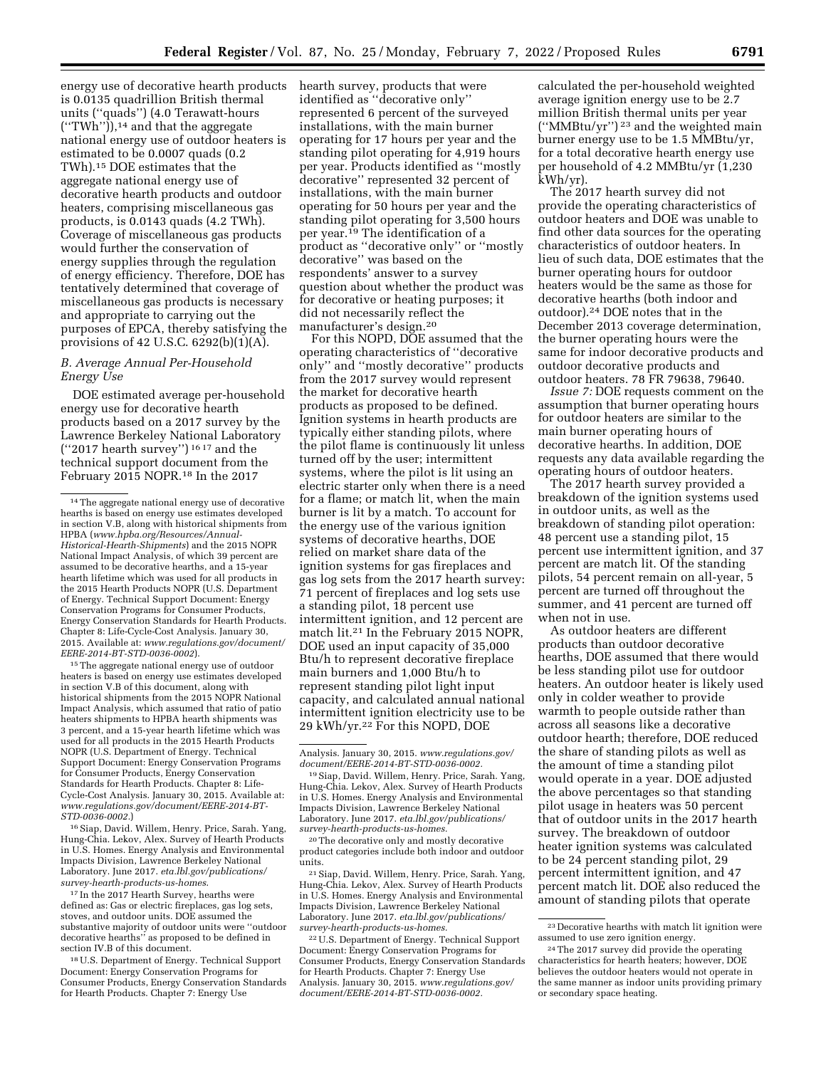energy use of decorative hearth products is 0.0135 quadrillion British thermal units (''quads'') (4.0 Terawatt-hours (''TWh'')),[14] and that the aggregate national energy use of outdoor heaters is estimated to be 0.0007 quads (0.2 TWh).[15] DOE estimates that the aggregate national energy use of decorative hearth products and outdoor heaters, comprising miscellaneous gas products, is 0.0143 quads (4.2 TWh). Coverage of miscellaneous gas products would further the conservation of energy supplies through the regulation of energy efficiency. Therefore, DOE has tentatively determined that coverage of miscellaneous gas products is necessary and appropriate to carrying out the purposes of EPCA, thereby satisfying the provisions of 42 U.S.C. 6292(b)(1)(A).

### B. Average Annual Per-Household Energy Use

DOE estimated average per-household energy use for decorative hearth products based on a 2017 survey by the Lawrence Berkeley National Laboratory (''2017 hearth survey'')[16] [17] and the technical support document from the February 2015 NOPR.[18] In the 2017 hearth survey, products that were identified as ''decorative only'' represented 6 percent of the surveyed installations, with the main burner operating for 17 hours per year and the standing pilot operating for 4,919 hours per year. Products identified as ''mostly decorative'' represented 32 percent of installations, with the main burner operating for 50 hours per year and the standing pilot operating for 3,500 hours per year.[19] The identification of a product as ''decorative only'' or ''mostly decorative'' was based on the respondents' answer to a survey question about whether the product was for decorative or heating purposes; it did not necessarily reflect the manufacturer's design.[20]

For this NOPD, DOE assumed that the operating characteristics of ''decorative only'' and ''mostly decorative'' products from the 2017 survey would represent the market for decorative hearth products as proposed to be defined. Ignition systems in hearth products are typically either standing pilots, where the pilot flame is continuously lit unless turned off by the user; intermittent systems, where the pilot is lit using an electric starter only when there is a need for a flame; or match lit, when the main burner is lit by a match. To account for the energy use of the various ignition systems of decorative hearths, DOE relied on market share data of the ignition systems for gas fireplaces and gas log sets from the 2017 hearth survey: 71 percent of fireplaces and log sets use a standing pilot, 18 percent use intermittent ignition, and 12 percent are match lit.[21] In the February 2015 NOPR, DOE used an input capacity of 35,000 Btu/h to represent decorative fireplace main burners and 1,000 Btu/h to represent standing pilot light input capacity, and calculated annual national intermittent ignition electricity use to be 29 kWh/yr.[22] For this NOPD, DOE calculated the per-household weighted average ignition energy use to be 2.7 million British thermal units per year (''MMBtu/yr'')[23] and the weighted main burner energy use to be 1.5 MMBtu/yr, for a total decorative hearth energy use per household of 4.2 MMBtu/yr (1,230 kWh/yr).

The 2017 hearth survey did not provide the operating characteristics of outdoor heaters and DOE was unable to find other data sources for the operating characteristics of outdoor heaters. In lieu of such data, DOE estimates that the burner operating hours for outdoor heaters would be the same as those for decorative hearths (both indoor and outdoor).[24] DOE notes that in the December 2013 coverage determination, the burner operating hours were the same for indoor decorative products and outdoor decorative products and outdoor heaters. 78 FR 79638, 79640.

*Issue 7:* DOE requests comment on the assumption that burner operating hours for outdoor heaters are similar to the main burner operating hours of decorative hearths. In addition, DOE requests any data available regarding the operating hours of outdoor heaters.

The 2017 hearth survey provided a breakdown of the ignition systems used in outdoor units, as well as the breakdown of standing pilot operation: 48 percent use a standing pilot, 15 percent use intermittent ignition, and 37 percent are match lit. Of the standing pilots, 54 percent remain on all-year, 5 percent are turned off throughout the summer, and 41 percent are turned off when not in use.

As outdoor heaters are different products than outdoor decorative hearths, DOE assumed that there would be less standing pilot use for outdoor heaters. An outdoor heater is likely used only in colder weather to provide warmth to people outside rather than across all seasons like a decorative outdoor hearth; therefore, DOE reduced the share of standing pilots as well as the amount of time a standing pilot would operate in a year. DOE adjusted the above percentages so that standing pilot usage in heaters was 50 percent that of outdoor units in the 2017 hearth survey. The breakdown of outdoor heater ignition systems was calculated to be 24 percent standing pilot, 29 percent intermittent ignition, and 47 percent match lit. DOE also reduced the amount of standing pilots that operate

---

[14] The aggregate national energy use of decorative hearths is based on energy use estimates developed in section V.B, along with historical shipments from HPBA (*www.hpba.org/Resources/Annual-Historical-Hearth-Shipments*) and the 2015 NOPR National Impact Analysis, of which 39 percent are assumed to be decorative hearths, and a 15-year hearth lifetime which was used for all products in the 2015 Hearth Products NOPR (U.S. Department of Energy. Technical Support Document: Energy Conservation Programs for Consumer Products, Energy Conservation Standards for Hearth Products. Chapter 8: Life-Cycle-Cost Analysis. January 30, 2015. Available at: *www.regulations.gov/document/EERE-2014-BT-STD-0036-0002*).

[15] The aggregate national energy use of outdoor heaters is based on energy use estimates developed in section V.B of this document, along with historical shipments from the 2015 NOPR National Impact Analysis, which assumed that ratio of patio heaters shipments to HPBA hearth shipments was 3 percent, and a 15-year hearth lifetime which was used for all products in the 2015 Hearth Products NOPR (U.S. Department of Energy. Technical Support Document: Energy Conservation Programs for Consumer Products, Energy Conservation Standards for Hearth Products. Chapter 8: Life-Cycle-Cost Analysis. January 30, 2015. Available at: *www.regulations.gov/document/EERE-2014-BT-STD-0036-0002*.)

[16] Siap, David. Willem, Henry. Price, Sarah. Yang, Hung-Chia. Lekov, Alex. Survey of Hearth Products in U.S. Homes. Energy Analysis and Environmental Impacts Division, Lawrence Berkeley National Laboratory. June 2017. *eta.lbl.gov/publications/survey-hearth-products-us-homes*.

[17] In the 2017 Hearth Survey, hearths were defined as: Gas or electric fireplaces, gas log sets, stoves, and outdoor units. DOE assumed the substantive majority of outdoor units were ''outdoor decorative hearths'' as proposed to be defined in section IV.B of this document.

[18] U.S. Department of Energy. Technical Support Document: Energy Conservation Programs for Consumer Products, Energy Conservation Standards for Hearth Products. Chapter 7: Energy Use Analysis. January 30, 2015. *www.regulations.gov/document/EERE-2014-BT-STD-0036-0002*.

[19] Siap, David. Willem, Henry. Price, Sarah. Yang, Hung-Chia. Lekov, Alex. Survey of Hearth Products in U.S. Homes. Energy Analysis and Environmental Impacts Division, Lawrence Berkeley National Laboratory. June 2017. *eta.lbl.gov/publications/survey-hearth-products-us-homes*.

[20] The decorative only and mostly decorative product categories include both indoor and outdoor units.

[21] Siap, David. Willem, Henry. Price, Sarah. Yang, Hung-Chia. Lekov, Alex. Survey of Hearth Products in U.S. Homes. Energy Analysis and Environmental Impacts Division, Lawrence Berkeley National Laboratory. June 2017. *eta.lbl.gov/publications/survey-hearth-products-us-homes*.

[22] U.S. Department of Energy. Technical Support Document: Energy Conservation Programs for Consumer Products, Energy Conservation Standards for Hearth Products. Chapter 7: Energy Use Analysis. January 30, 2015. *www.regulations.gov/document/EERE-2014-BT-STD-0036-0002*.

[23] Decorative hearths with match lit ignition were assumed to use zero ignition energy.

[24] The 2017 survey did provide the operating characteristics for hearth heaters; however, DOE believes the outdoor heaters would not operate in the same manner as indoor units providing primary or secondary space heating.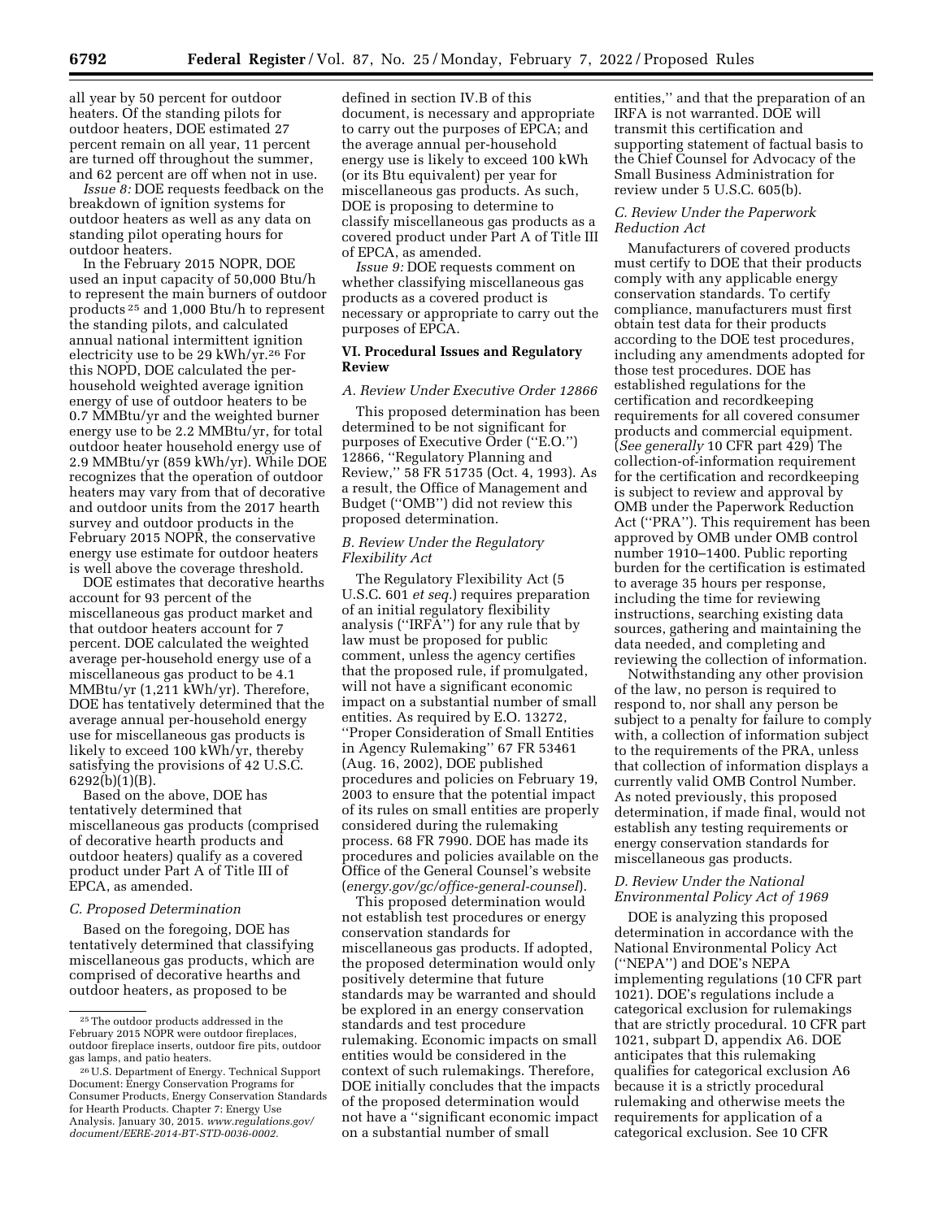all year by 50 percent for outdoor heaters. Of the standing pilots for outdoor heaters, DOE estimated 27 percent remain on all year, 11 percent are turned off throughout the summer, and 62 percent are off when not in use.

*Issue 8:* DOE requests feedback on the breakdown of ignition systems for outdoor heaters as well as any data on standing pilot operating hours for outdoor heaters.

In the February 2015 NOPR, DOE used an input capacity of 50,000 Btu/h to represent the main burners of outdoor products [25] and 1,000 Btu/h to represent the standing pilots, and calculated annual national intermittent ignition electricity use to be 29 kWh/yr.[26] For this NOPD, DOE calculated the per-household weighted average ignition energy of use of outdoor heaters to be 0.7 MMBtu/yr and the weighted burner energy use to be 2.2 MMBtu/yr, for total outdoor heater household energy use of 2.9 MMBtu/yr (859 kWh/yr). While DOE recognizes that the operation of outdoor heaters may vary from that of decorative and outdoor units from the 2017 hearth survey and outdoor products in the February 2015 NOPR, the conservative energy use estimate for outdoor heaters is well above the coverage threshold.

DOE estimates that decorative hearths account for 93 percent of the miscellaneous gas product market and that outdoor heaters account for 7 percent. DOE calculated the weighted average per-household energy use of a miscellaneous gas product to be 4.1 MMBtu/yr (1,211 kWh/yr). Therefore, DOE has tentatively determined that the average annual per-household energy use for miscellaneous gas products is likely to exceed 100 kWh/yr, thereby satisfying the provisions of 42 U.S.C. 6292(b)(1)(B).

Based on the above, DOE has tentatively determined that miscellaneous gas products (comprised of decorative hearth products and outdoor heaters) qualify as a covered product under Part A of Title III of EPCA, as amended.

### C. Proposed Determination

Based on the foregoing, DOE has tentatively determined that classifying miscellaneous gas products, which are comprised of decorative hearths and outdoor heaters, as proposed to be defined in section IV.B of this document, is necessary and appropriate to carry out the purposes of EPCA; and the average annual per-household energy use is likely to exceed 100 kWh (or its Btu equivalent) per year for miscellaneous gas products. As such, DOE is proposing to determine to classify miscellaneous gas products as a covered product under Part A of Title III of EPCA, as amended.

*Issue 9:* DOE requests comment on whether classifying miscellaneous gas products as a covered product is necessary or appropriate to carry out the purposes of EPCA.

## VI. Procedural Issues and Regulatory Review

### A. Review Under Executive Order 12866

This proposed determination has been determined to be not significant for purposes of Executive Order (''E.O.'') 12866, ''Regulatory Planning and Review,'' 58 FR 51735 (Oct. 4, 1993). As a result, the Office of Management and Budget (''OMB'') did not review this proposed determination.

### B. Review Under the Regulatory Flexibility Act

The Regulatory Flexibility Act (5 U.S.C. 601 *et seq.*) requires preparation of an initial regulatory flexibility analysis (''IRFA'') for any rule that by law must be proposed for public comment, unless the agency certifies that the proposed rule, if promulgated, will not have a significant economic impact on a substantial number of small entities. As required by E.O. 13272, ''Proper Consideration of Small Entities in Agency Rulemaking'' 67 FR 53461 (Aug. 16, 2002), DOE published procedures and policies on February 19, 2003 to ensure that the potential impact of its rules on small entities are properly considered during the rulemaking process. 68 FR 7990. DOE has made its procedures and policies available on the Office of the General Counsel's website (*energy.gov/gc/office-general-counsel*).

This proposed determination would not establish test procedures or energy conservation standards for miscellaneous gas products. If adopted, the proposed determination would only positively determine that future standards may be warranted and should be explored in an energy conservation standards and test procedure rulemaking. Economic impacts on small entities would be considered in the context of such rulemakings. Therefore, DOE initially concludes that the impacts of the proposed determination would not have a ''significant economic impact on a substantial number of small entities,'' and that the preparation of an IRFA is not warranted. DOE will transmit this certification and supporting statement of factual basis to the Chief Counsel for Advocacy of the Small Business Administration for review under 5 U.S.C. 605(b).

### C. Review Under the Paperwork Reduction Act

Manufacturers of covered products must certify to DOE that their products comply with any applicable energy conservation standards. To certify compliance, manufacturers must first obtain test data for their products according to the DOE test procedures, including any amendments adopted for those test procedures. DOE has established regulations for the certification and recordkeeping requirements for all covered consumer products and commercial equipment. (*See generally* 10 CFR part 429) The collection-of-information requirement for the certification and recordkeeping is subject to review and approval by OMB under the Paperwork Reduction Act (''PRA''). This requirement has been approved by OMB under OMB control number 1910–1400. Public reporting burden for the certification is estimated to average 35 hours per response, including the time for reviewing instructions, searching existing data sources, gathering and maintaining the data needed, and completing and reviewing the collection of information.

Notwithstanding any other provision of the law, no person is required to respond to, nor shall any person be subject to a penalty for failure to comply with, a collection of information subject to the requirements of the PRA, unless that collection of information displays a currently valid OMB Control Number. As noted previously, this proposed determination, if made final, would not establish any testing requirements or energy conservation standards for miscellaneous gas products.

### D. Review Under the National Environmental Policy Act of 1969

DOE is analyzing this proposed determination in accordance with the National Environmental Policy Act (''NEPA'') and DOE's NEPA implementing regulations (10 CFR part 1021). DOE's regulations include a categorical exclusion for rulemakings that are strictly procedural. 10 CFR part 1021, subpart D, appendix A6. DOE anticipates that this rulemaking qualifies for categorical exclusion A6 because it is a strictly procedural rulemaking and otherwise meets the requirements for application of a categorical exclusion. See 10 CFR

---

[25] The outdoor products addressed in the February 2015 NOPR were outdoor fireplaces, outdoor fireplace inserts, outdoor fire pits, outdoor gas lamps, and patio heaters.

[26] U.S. Department of Energy. Technical Support Document: Energy Conservation Programs for Consumer Products, Energy Conservation Standards for Hearth Products. Chapter 7: Energy Use Analysis. January 30, 2015. *www.regulations.gov/document/EERE-2014-BT-STD-0036-0002.*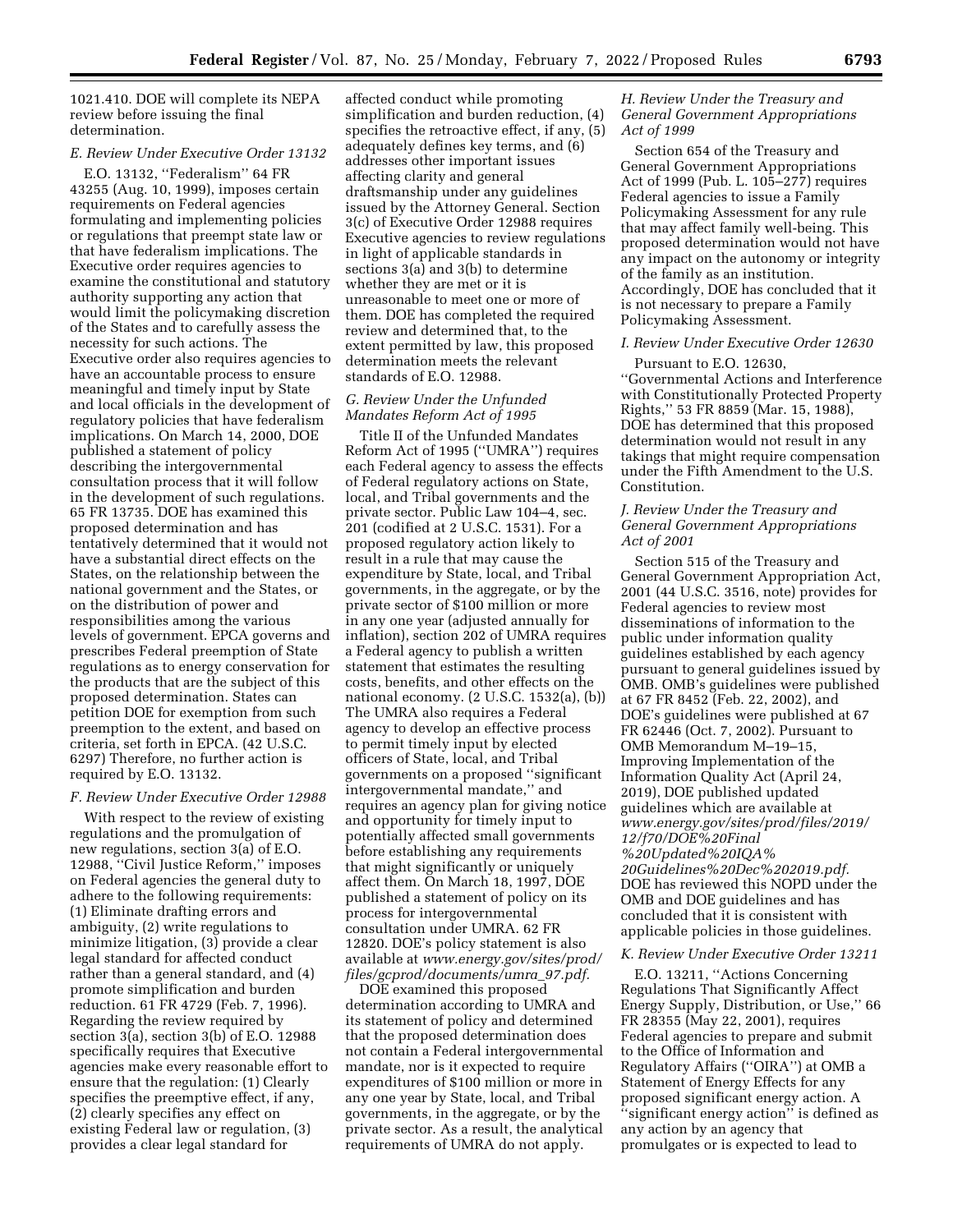1021.410. DOE will complete its NEPA review before issuing the final determination.

### E. Review Under Executive Order 13132

E.O. 13132, ''Federalism'' 64 FR 43255 (Aug. 10, 1999), imposes certain requirements on Federal agencies formulating and implementing policies or regulations that preempt state law or that have federalism implications. The Executive order requires agencies to examine the constitutional and statutory authority supporting any action that would limit the policymaking discretion of the States and to carefully assess the necessity for such actions. The Executive order also requires agencies to have an accountable process to ensure meaningful and timely input by State and local officials in the development of regulatory policies that have federalism implications. On March 14, 2000, DOE published a statement of policy describing the intergovernmental consultation process that it will follow in the development of such regulations. 65 FR 13735. DOE has examined this proposed determination and has tentatively determined that it would not have a substantial direct effects on the States, on the relationship between the national government and the States, or on the distribution of power and responsibilities among the various levels of government. EPCA governs and prescribes Federal preemption of State regulations as to energy conservation for the products that are the subject of this proposed determination. States can petition DOE for exemption from such preemption to the extent, and based on criteria, set forth in EPCA. (42 U.S.C. 6297) Therefore, no further action is required by E.O. 13132.

### F. Review Under Executive Order 12988

With respect to the review of existing regulations and the promulgation of new regulations, section 3(a) of E.O. 12988, ''Civil Justice Reform,'' imposes on Federal agencies the general duty to adhere to the following requirements: (1) Eliminate drafting errors and ambiguity, (2) write regulations to minimize litigation, (3) provide a clear legal standard for affected conduct rather than a general standard, and (4) promote simplification and burden reduction. 61 FR 4729 (Feb. 7, 1996). Regarding the review required by section 3(a), section 3(b) of E.O. 12988 specifically requires that Executive agencies make every reasonable effort to ensure that the regulation: (1) Clearly specifies the preemptive effect, if any, (2) clearly specifies any effect on existing Federal law or regulation, (3) provides a clear legal standard for affected conduct while promoting simplification and burden reduction, (4) specifies the retroactive effect, if any, (5) adequately defines key terms, and (6) addresses other important issues affecting clarity and general draftsmanship under any guidelines issued by the Attorney General. Section 3(c) of Executive Order 12988 requires Executive agencies to review regulations in light of applicable standards in sections 3(a) and 3(b) to determine whether they are met or it is unreasonable to meet one or more of them. DOE has completed the required review and determined that, to the extent permitted by law, this proposed determination meets the relevant standards of E.O. 12988.

### G. Review Under the Unfunded Mandates Reform Act of 1995

Title II of the Unfunded Mandates Reform Act of 1995 (''UMRA'') requires each Federal agency to assess the effects of Federal regulatory actions on State, local, and Tribal governments and the private sector. Public Law 104–4, sec. 201 (codified at 2 U.S.C. 1531). For a proposed regulatory action likely to result in a rule that may cause the expenditure by State, local, and Tribal governments, in the aggregate, or by the private sector of $100 million or more in any one year (adjusted annually for inflation), section 202 of UMRA requires a Federal agency to publish a written statement that estimates the resulting costs, benefits, and other effects on the national economy. (2 U.S.C. 1532(a), (b)) The UMRA also requires a Federal agency to develop an effective process to permit timely input by elected officers of State, local, and Tribal governments on a proposed ''significant intergovernmental mandate,'' and requires an agency plan for giving notice and opportunity for timely input to potentially affected small governments before establishing any requirements that might significantly or uniquely affect them. On March 18, 1997, DOE published a statement of policy on its process for intergovernmental consultation under UMRA. 62 FR 12820. DOE's policy statement is also available at *www.energy.gov/sites/prod/files/gcprod/documents/umra_97.pdf.*

DOE examined this proposed determination according to UMRA and its statement of policy and determined that the proposed determination does not contain a Federal intergovernmental mandate, nor is it expected to require expenditures of $100 million or more in any one year by State, local, and Tribal governments, in the aggregate, or by the private sector. As a result, the analytical requirements of UMRA do not apply.

### H. Review Under the Treasury and General Government Appropriations Act of 1999

Section 654 of the Treasury and General Government Appropriations Act of 1999 (Pub. L. 105–277) requires Federal agencies to issue a Family Policymaking Assessment for any rule that may affect family well-being. This proposed determination would not have any impact on the autonomy or integrity of the family as an institution. Accordingly, DOE has concluded that it is not necessary to prepare a Family Policymaking Assessment.

### I. Review Under Executive Order 12630

Pursuant to E.O. 12630, ''Governmental Actions and Interference with Constitutionally Protected Property Rights,'' 53 FR 8859 (Mar. 15, 1988), DOE has determined that this proposed determination would not result in any takings that might require compensation under the Fifth Amendment to the U.S. Constitution.

### J. Review Under the Treasury and General Government Appropriations Act of 2001

Section 515 of the Treasury and General Government Appropriation Act, 2001 (44 U.S.C. 3516, note) provides for Federal agencies to review most disseminations of information to the public under information quality guidelines established by each agency pursuant to general guidelines issued by OMB. OMB's guidelines were published at 67 FR 8452 (Feb. 22, 2002), and DOE's guidelines were published at 67 FR 62446 (Oct. 7, 2002). Pursuant to OMB Memorandum M–19–15, Improving Implementation of the Information Quality Act (April 24, 2019), DOE published updated guidelines which are available at *www.energy.gov/sites/prod/files/2019/12/f70/DOE%20Final%20Updated%20IQA%20Guidelines%20Dec%202019.pdf.* DOE has reviewed this NOPD under the OMB and DOE guidelines and has concluded that it is consistent with applicable policies in those guidelines.

### K. Review Under Executive Order 13211

E.O. 13211, ''Actions Concerning Regulations That Significantly Affect Energy Supply, Distribution, or Use,'' 66 FR 28355 (May 22, 2001), requires Federal agencies to prepare and submit to the Office of Information and Regulatory Affairs (''OIRA'') at OMB a Statement of Energy Effects for any proposed significant energy action. A ''significant energy action'' is defined as any action by an agency that promulgates or is expected to lead to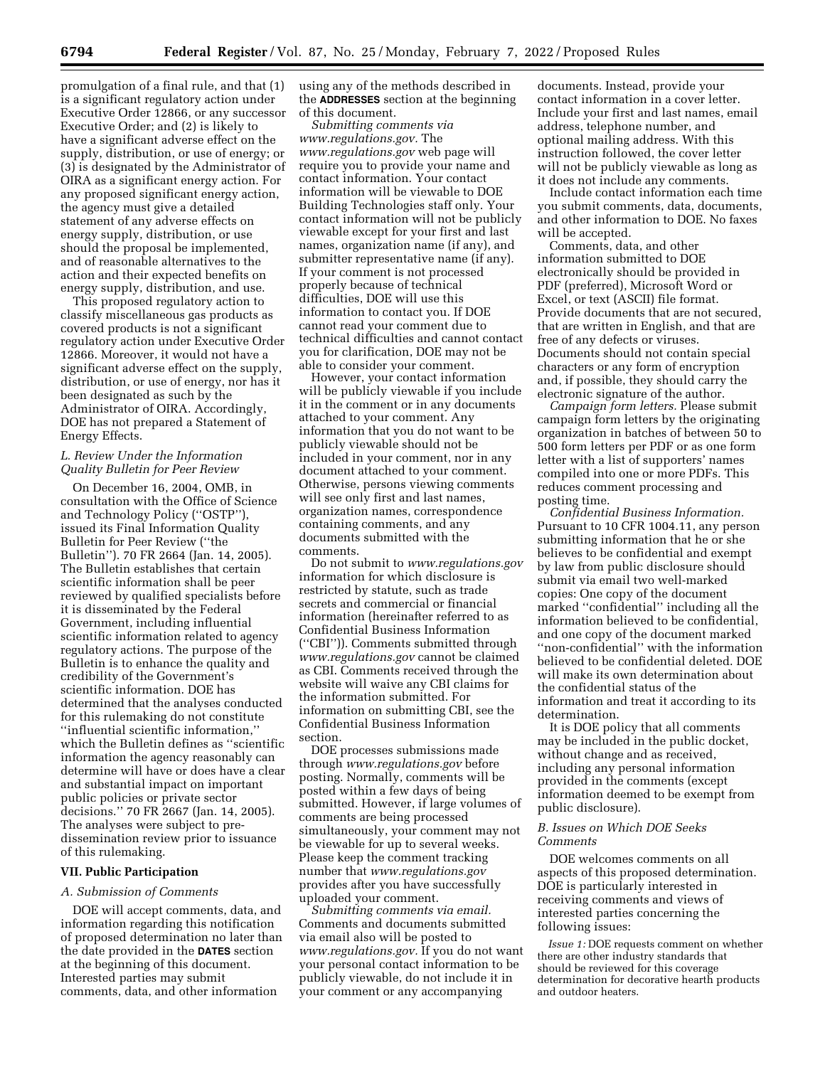promulgation of a final rule, and that (1) is a significant regulatory action under Executive Order 12866, or any successor Executive Order; and (2) is likely to have a significant adverse effect on the supply, distribution, or use of energy; or (3) is designated by the Administrator of OIRA as a significant energy action. For any proposed significant energy action, the agency must give a detailed statement of any adverse effects on energy supply, distribution, or use should the proposal be implemented, and of reasonable alternatives to the action and their expected benefits on energy supply, distribution, and use.

This proposed regulatory action to classify miscellaneous gas products as covered products is not a significant regulatory action under Executive Order 12866. Moreover, it would not have a significant adverse effect on the supply, distribution, or use of energy, nor has it been designated as such by the Administrator of OIRA. Accordingly, DOE has not prepared a Statement of Energy Effects.

### *L. Review Under the Information Quality Bulletin for Peer Review*

On December 16, 2004, OMB, in consultation with the Office of Science and Technology Policy (''OSTP''), issued its Final Information Quality Bulletin for Peer Review (''the Bulletin''). 70 FR 2664 (Jan. 14, 2005). The Bulletin establishes that certain scientific information shall be peer reviewed by qualified specialists before it is disseminated by the Federal Government, including influential scientific information related to agency regulatory actions. The purpose of the Bulletin is to enhance the quality and credibility of the Government's scientific information. DOE has determined that the analyses conducted for this rulemaking do not constitute ''influential scientific information,'' which the Bulletin defines as ''scientific information the agency reasonably can determine will have or does have a clear and substantial impact on important public policies or private sector decisions.'' 70 FR 2667 (Jan. 14, 2005). The analyses were subject to pre-dissemination review prior to issuance of this rulemaking.

## VII. Public Participation

### *A. Submission of Comments*

DOE will accept comments, data, and information regarding this notification of proposed determination no later than the date provided in the **DATES** section at the beginning of this document. Interested parties may submit comments, data, and other information using any of the methods described in the **ADDRESSES** section at the beginning of this document.

*Submitting comments via www.regulations.gov.* The *www.regulations.gov* web page will require you to provide your name and contact information. Your contact information will be viewable to DOE Building Technologies staff only. Your contact information will not be publicly viewable except for your first and last names, organization name (if any), and submitter representative name (if any). If your comment is not processed properly because of technical difficulties, DOE will use this information to contact you. If DOE cannot read your comment due to technical difficulties and cannot contact you for clarification, DOE may not be able to consider your comment.

However, your contact information will be publicly viewable if you include it in the comment or in any documents attached to your comment. Any information that you do not want to be publicly viewable should not be included in your comment, nor in any document attached to your comment. Otherwise, persons viewing comments will see only first and last names, organization names, correspondence containing comments, and any documents submitted with the comments.

Do not submit to *www.regulations.gov* information for which disclosure is restricted by statute, such as trade secrets and commercial or financial information (hereinafter referred to as Confidential Business Information (''CBI'')). Comments submitted through *www.regulations.gov* cannot be claimed as CBI. Comments received through the website will waive any CBI claims for the information submitted. For information on submitting CBI, see the Confidential Business Information section.

DOE processes submissions made through *www.regulations.gov* before posting. Normally, comments will be posted within a few days of being submitted. However, if large volumes of comments are being processed simultaneously, your comment may not be viewable for up to several weeks. Please keep the comment tracking number that *www.regulations.gov* provides after you have successfully uploaded your comment.

*Submitting comments via email.* Comments and documents submitted via email also will be posted to *www.regulations.gov.* If you do not want your personal contact information to be publicly viewable, do not include it in your comment or any accompanying documents. Instead, provide your contact information in a cover letter. Include your first and last names, email address, telephone number, and optional mailing address. With this instruction followed, the cover letter will not be publicly viewable as long as it does not include any comments.

Include contact information each time you submit comments, data, documents, and other information to DOE. No faxes will be accepted.

Comments, data, and other information submitted to DOE electronically should be provided in PDF (preferred), Microsoft Word or Excel, or text (ASCII) file format. Provide documents that are not secured, that are written in English, and that are free of any defects or viruses. Documents should not contain special characters or any form of encryption and, if possible, they should carry the electronic signature of the author.

*Campaign form letters.* Please submit campaign form letters by the originating organization in batches of between 50 to 500 form letters per PDF or as one form letter with a list of supporters' names compiled into one or more PDFs. This reduces comment processing and posting time.

*Confidential Business Information.* Pursuant to 10 CFR 1004.11, any person submitting information that he or she believes to be confidential and exempt by law from public disclosure should submit via email two well-marked copies: One copy of the document marked ''confidential'' including all the information believed to be confidential, and one copy of the document marked ''non-confidential'' with the information believed to be confidential deleted. DOE will make its own determination about the confidential status of the information and treat it according to its determination.

It is DOE policy that all comments may be included in the public docket, without change and as received, including any personal information provided in the comments (except information deemed to be exempt from public disclosure).

### *B. Issues on Which DOE Seeks Comments*

DOE welcomes comments on all aspects of this proposed determination. DOE is particularly interested in receiving comments and views of interested parties concerning the following issues:

*Issue 1:* DOE requests comment on whether there are other industry standards that should be reviewed for this coverage determination for decorative hearth products and outdoor heaters.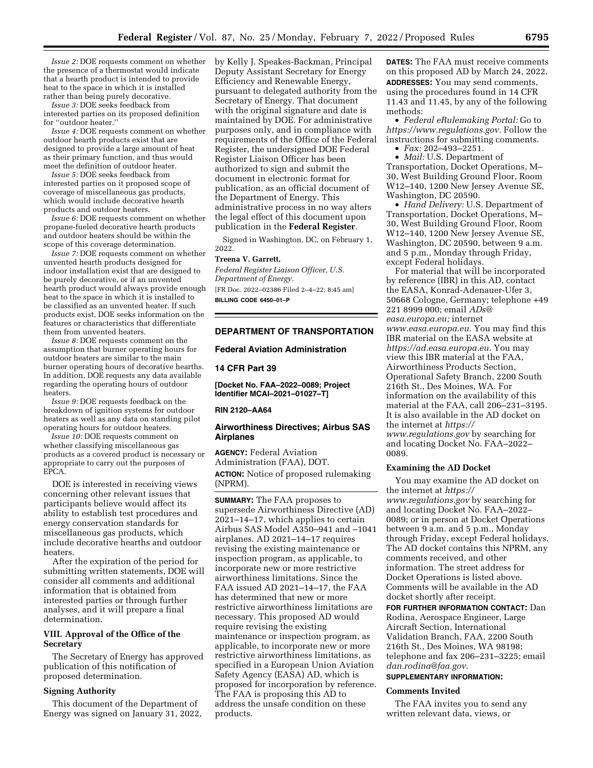*Issue 2:* DOE requests comment on whether the presence of a thermostat would indicate that a hearth product is intended to provide heat to the space in which it is installed rather than being purely decorative.

*Issue 3:* DOE seeks feedback from interested parties on its proposed definition for ''outdoor heater.''

*Issue 4:* DOE requests comment on whether outdoor hearth products exist that are designed to provide a large amount of heat as their primary function, and thus would meet the definition of outdoor heater.

*Issue 5:* DOE seeks feedback from interested parties on it proposed scope of coverage of miscellaneous gas products, which would include decorative hearth products and outdoor heaters.

*Issue 6:* DOE requests comment on whether propane-fueled decorative hearth products and outdoor heaters should be within the scope of this coverage determination.

*Issue 7:* DOE requests comment on whether unvented hearth products designed for indoor installation exist that are designed to be purely decorative, or if an unvented hearth product would always provide enough heat to the space in which it is installed to be classified as an unvented heater. If such products exist, DOE seeks information on the features or characteristics that differentiate them from unvented heaters.

*Issue 8:* DOE requests comment on the assumption that burner operating hours for outdoor heaters are similar to the main burner operating hours of decorative hearths. In addition, DOE requests any data available regarding the operating hours of outdoor heaters.

*Issue 9:* DOE requests feedback on the breakdown of ignition systems for outdoor heaters as well as any data on standing pilot operating hours for outdoor heaters.

*Issue 10:* DOE requests comment on whether classifying miscellaneous gas products as a covered product is necessary or appropriate to carry out the purposes of EPCA.

DOE is interested in receiving views concerning other relevant issues that participants believe would affect its ability to establish test procedures and energy conservation standards for miscellaneous gas products, which include decorative hearths and outdoor heaters.

After the expiration of the period for submitting written statements, DOE will consider all comments and additional information that is obtained from interested parties or through further analyses, and it will prepare a final determination.

## VIII. Approval of the Office of the Secretary

The Secretary of Energy has approved publication of this notification of proposed determination.

### Signing Authority

This document of the Department of Energy was signed on January 31, 2022, by Kelly J. Speakes-Backman, Principal Deputy Assistant Secretary for Energy Efficiency and Renewable Energy, pursuant to delegated authority from the Secretary of Energy. That document with the original signature and date is maintained by DOE. For administrative purposes only, and in compliance with requirements of the Office of the Federal Register, the undersigned DOE Federal Register Liaison Officer has been authorized to sign and submit the document in electronic format for publication, as an official document of the Department of Energy. This administrative process in no way alters the legal effect of this document upon publication in the **Federal Register**.

Signed in Washington, DC, on February 1, 2022.

**Treena V. Garrett,**

*Federal Register Liaison Officer, U.S. Department of Energy.*

[FR Doc. 2022–02386 Filed 2–4–22; 8:45 am]

**BILLING CODE 6450–01–P**

---

## DEPARTMENT OF TRANSPORTATION

### Federal Aviation Administration

### 14 CFR Part 39

**[Docket No. FAA–2022–0089; Project Identifier MCAI–2021–01027–T]**

**RIN 2120–AA64**

### Airworthiness Directives; Airbus SAS Airplanes

**AGENCY:** Federal Aviation Administration (FAA), DOT.

**ACTION:** Notice of proposed rulemaking (NPRM).

**SUMMARY:** The FAA proposes to supersede Airworthiness Directive (AD) 2021–14–17, which applies to certain Airbus SAS Model A350–941 and –1041 airplanes. AD 2021–14–17 requires revising the existing maintenance or inspection program, as applicable, to incorporate new or more restrictive airworthiness limitations. Since the FAA issued AD 2021–14–17, the FAA has determined that new or more restrictive airworthiness limitations are necessary. This proposed AD would require revising the existing maintenance or inspection program, as applicable, to incorporate new or more restrictive airworthiness limitations, as specified in a European Union Aviation Safety Agency (EASA) AD, which is proposed for incorporation by reference. The FAA is proposing this AD to address the unsafe condition on these products.

**DATES:** The FAA must receive comments on this proposed AD by March 24, 2022.

**ADDRESSES:** You may send comments, using the procedures found in 14 CFR 11.43 and 11.45, by any of the following methods:

- *Federal eRulemaking Portal:* Go to *https://www.regulations.gov.* Follow the instructions for submitting comments.
- *Fax:* 202–493–2251.
- *Mail:* U.S. Department of Transportation, Docket Operations, M–30, West Building Ground Floor, Room W12–140, 1200 New Jersey Avenue SE, Washington, DC 20590.
- *Hand Delivery:* U.S. Department of Transportation, Docket Operations, M–30, West Building Ground Floor, Room W12–140, 1200 New Jersey Avenue SE, Washington, DC 20590, between 9 a.m. and 5 p.m., Monday through Friday, except Federal holidays.

For material that will be incorporated by reference (IBR) in this AD, contact the EASA, Konrad-Adenauer-Ufer 3, 50668 Cologne, Germany; telephone +49 221 8999 000; email *ADs@easa.europa.eu;* internet *www.easa.europa.eu.* You may find this IBR material on the EASA website at *https://ad.easa.europa.eu.* You may view this IBR material at the FAA, Airworthiness Products Section, Operational Safety Branch, 2200 South 216th St., Des Moines, WA. For information on the availability of this material at the FAA, call 206–231–3195. It is also available in the AD docket on the internet at *https://www.regulations.gov* by searching for and locating Docket No. FAA–2022–0089.

### Examining the AD Docket

You may examine the AD docket on the internet at *https://www.regulations.gov* by searching for and locating Docket No. FAA–2022–0089; or in person at Docket Operations between 9 a.m. and 5 p.m., Monday through Friday, except Federal holidays. The AD docket contains this NPRM, any comments received, and other information. The street address for Docket Operations is listed above. Comments will be available in the AD docket shortly after receipt.

**FOR FURTHER INFORMATION CONTACT:** Dan Rodina, Aerospace Engineer, Large Aircraft Section, International Validation Branch, FAA, 2200 South 216th St., Des Moines, WA 98198; telephone and fax 206–231–3225; email *dan.rodina@faa.gov.*

**SUPPLEMENTARY INFORMATION:**

### Comments Invited

The FAA invites you to send any written relevant data, views, or